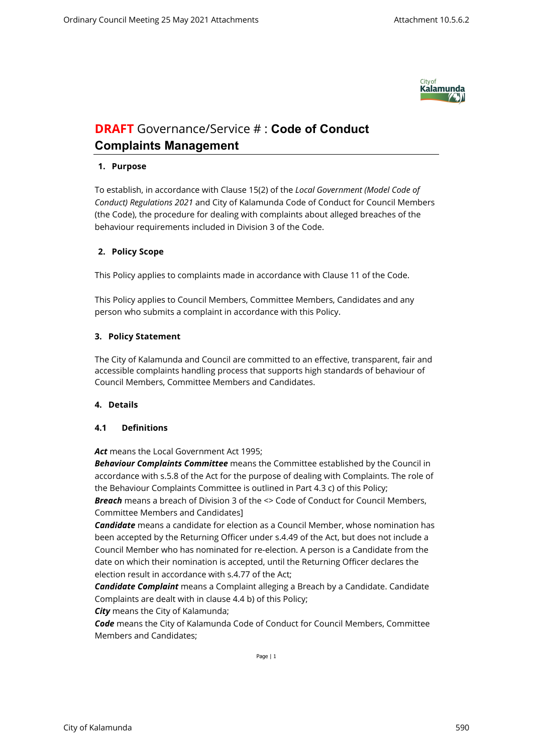# **DRAFT** Governance/Service # : **Code of Conduct Complaints Management**

## 1. Purpose

To establish, in accordance with Clause 15(2) of the *Local Government (Model Code of Conduct) Regulations 2021* and City of Kalamunda Code of Conduct for Council Members (the Code), the procedure for dealing with complaints about alleged breaches of the behaviour requirements included in Division 3 of the Code.

## 2. Policy Scope

This Policy applies to complaints made in accordance with Clause 11 of the Code.

This Policy applies to Council Members, Committee Members, Candidates and any person who submits a complaint in accordance with this Policy.

## 3. Policy Statement

The City of Kalamunda and Council are committed to an effective, transparent, fair and accessible complaints handling process that supports high standards of behaviour of Council Members, Committee Members and Candidates.

## 4. Details

### 4.1 Definitions

***Act*** means the Local Government Act 1995;

***Behaviour Complaints Committee*** means the Committee established by the Council in accordance with s.5.8 of the Act for the purpose of dealing with Complaints. The role of the Behaviour Complaints Committee is outlined in Part 4.3 c) of this Policy;

***Breach*** means a breach of Division 3 of the <> Code of Conduct for Council Members, Committee Members and Candidates]

***Candidate*** means a candidate for election as a Council Member, whose nomination has been accepted by the Returning Officer under s.4.49 of the Act, but does not include a Council Member who has nominated for re-election. A person is a Candidate from the date on which their nomination is accepted, until the Returning Officer declares the election result in accordance with s.4.77 of the Act;

***Candidate Complaint*** means a Complaint alleging a Breach by a Candidate. Candidate Complaints are dealt with in clause 4.4 b) of this Policy;

***City*** means the City of Kalamunda;

***Code*** means the City of Kalamunda Code of Conduct for Council Members, Committee Members and Candidates;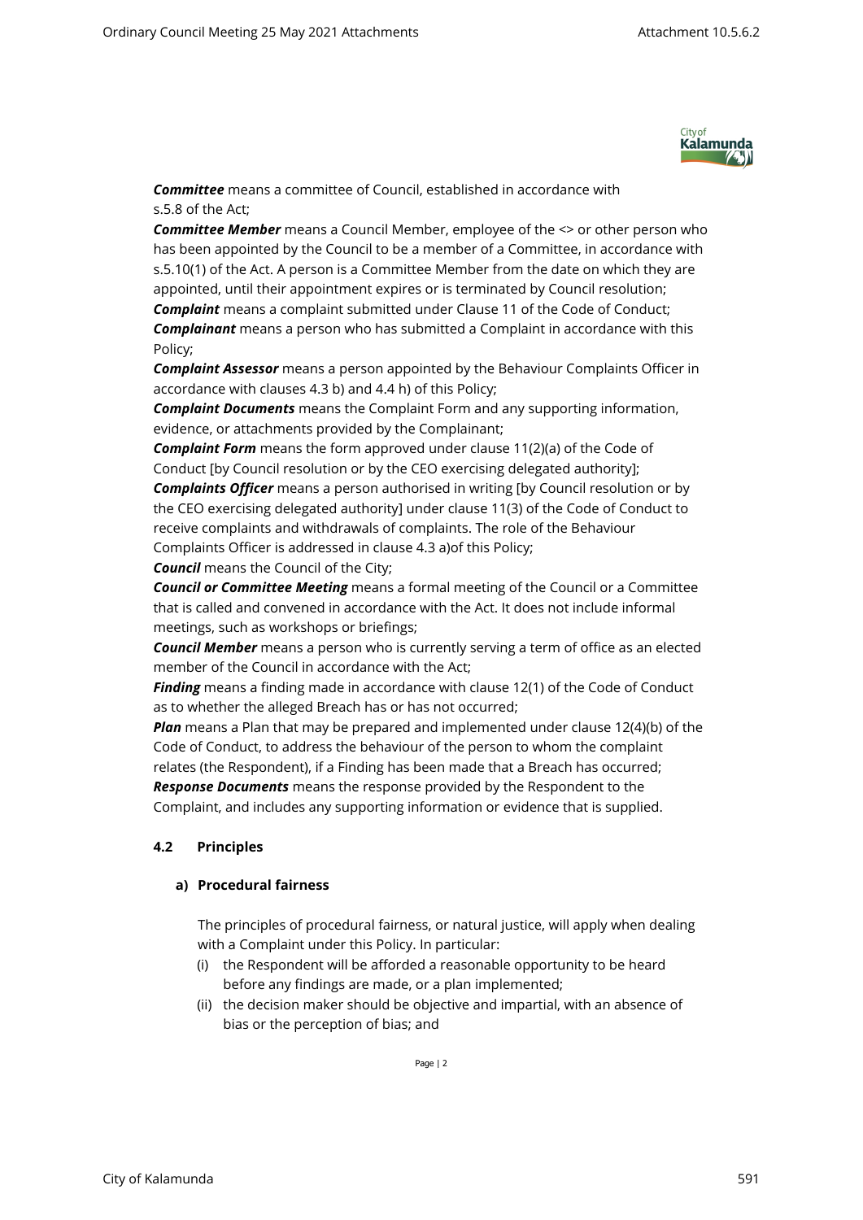***Committee*** means a committee of Council, established in accordance with s.5.8 of the Act;

***Committee Member*** means a Council Member, employee of the <> or other person who has been appointed by the Council to be a member of a Committee, in accordance with s.5.10(1) of the Act. A person is a Committee Member from the date on which they are appointed, until their appointment expires or is terminated by Council resolution;

***Complaint*** means a complaint submitted under Clause 11 of the Code of Conduct;

***Complainant*** means a person who has submitted a Complaint in accordance with this Policy;

***Complaint Assessor*** means a person appointed by the Behaviour Complaints Officer in accordance with clauses 4.3 b) and 4.4 h) of this Policy;

***Complaint Documents*** means the Complaint Form and any supporting information, evidence, or attachments provided by the Complainant;

***Complaint Form*** means the form approved under clause 11(2)(a) of the Code of Conduct [by Council resolution or by the CEO exercising delegated authority];

***Complaints Officer*** means a person authorised in writing [by Council resolution or by the CEO exercising delegated authority] under clause 11(3) of the Code of Conduct to receive complaints and withdrawals of complaints. The role of the Behaviour Complaints Officer is addressed in clause 4.3 a)of this Policy;

***Council*** means the Council of the City;

***Council or Committee Meeting*** means a formal meeting of the Council or a Committee that is called and convened in accordance with the Act. It does not include informal meetings, such as workshops or briefings;

***Council Member*** means a person who is currently serving a term of office as an elected member of the Council in accordance with the Act;

***Finding*** means a finding made in accordance with clause 12(1) of the Code of Conduct as to whether the alleged Breach has or has not occurred;

***Plan*** means a Plan that may be prepared and implemented under clause 12(4)(b) of the Code of Conduct, to address the behaviour of the person to whom the complaint relates (the Respondent), if a Finding has been made that a Breach has occurred;

***Response Documents*** means the response provided by the Respondent to the Complaint, and includes any supporting information or evidence that is supplied.

### 4.2 Principles

#### a) Procedural fairness

The principles of procedural fairness, or natural justice, will apply when dealing with a Complaint under this Policy. In particular:

(i) the Respondent will be afforded a reasonable opportunity to be heard before any findings are made, or a plan implemented;

(ii) the decision maker should be objective and impartial, with an absence of bias or the perception of bias; and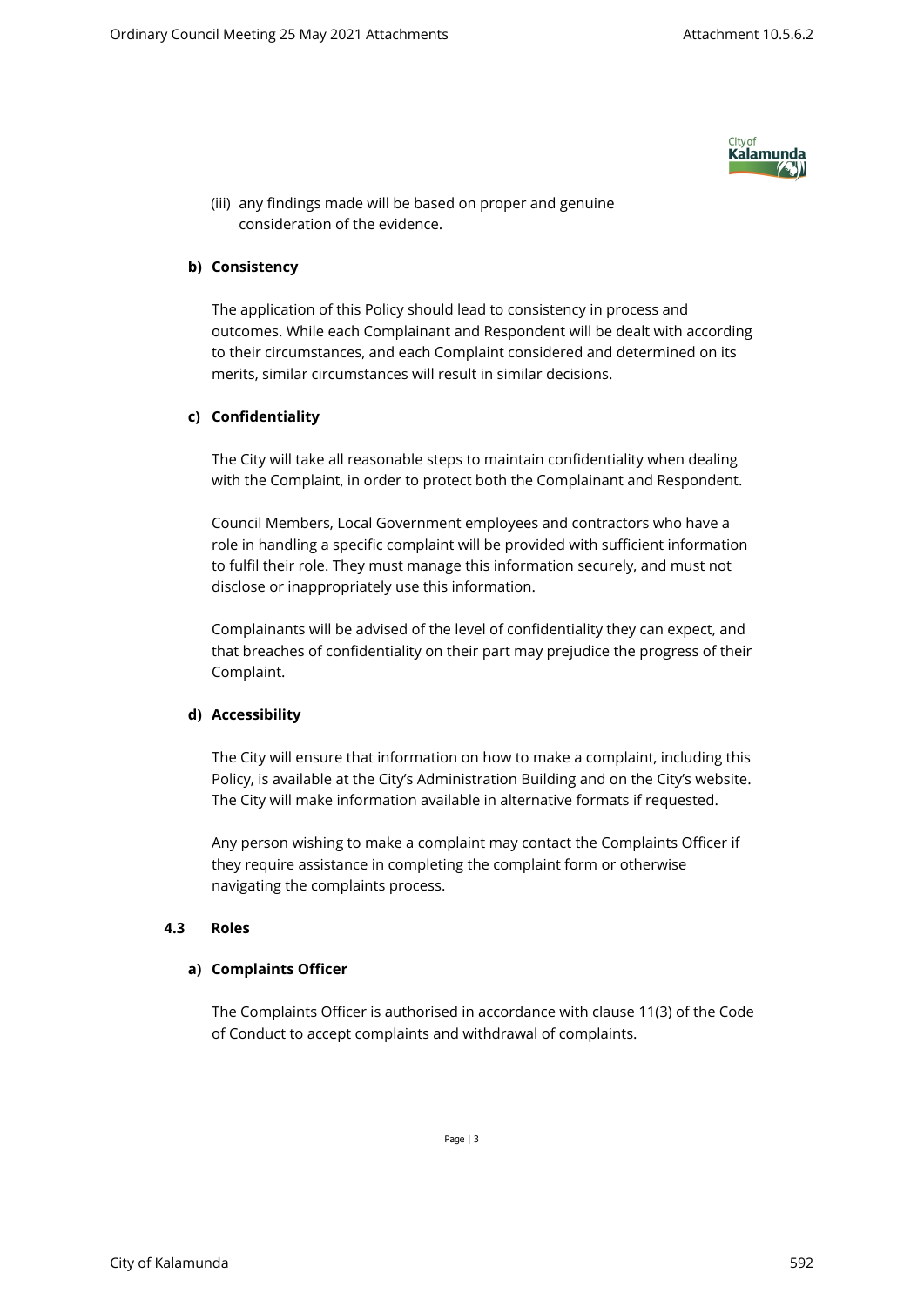(iii) any findings made will be based on proper and genuine consideration of the evidence.

**b) Consistency**

The application of this Policy should lead to consistency in process and outcomes. While each Complainant and Respondent will be dealt with according to their circumstances, and each Complaint considered and determined on its merits, similar circumstances will result in similar decisions.

**c) Confidentiality**

The City will take all reasonable steps to maintain confidentiality when dealing with the Complaint, in order to protect both the Complainant and Respondent.

Council Members, Local Government employees and contractors who have a role in handling a specific complaint will be provided with sufficient information to fulfil their role. They must manage this information securely, and must not disclose or inappropriately use this information.

Complainants will be advised of the level of confidentiality they can expect, and that breaches of confidentiality on their part may prejudice the progress of their Complaint.

**d) Accessibility**

The City will ensure that information on how to make a complaint, including this Policy, is available at the City's Administration Building and on the City's website. The City will make information available in alternative formats if requested.

Any person wishing to make a complaint may contact the Complaints Officer if they require assistance in completing the complaint form or otherwise navigating the complaints process.

**4.3 Roles**

**a) Complaints Officer**

The Complaints Officer is authorised in accordance with clause 11(3) of the Code of Conduct to accept complaints and withdrawal of complaints.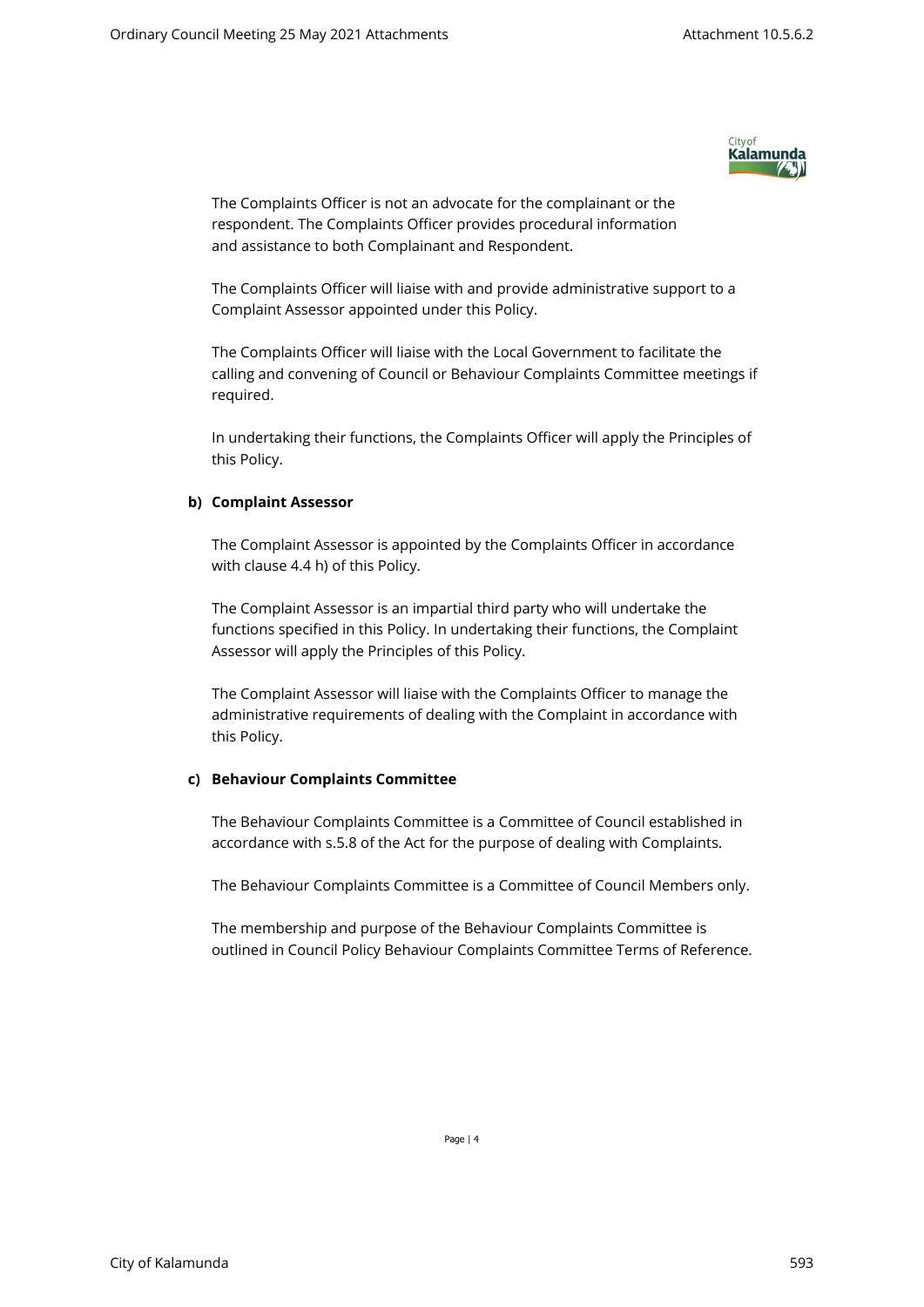The Complaints Officer is not an advocate for the complainant or the respondent. The Complaints Officer provides procedural information and assistance to both Complainant and Respondent.

The Complaints Officer will liaise with and provide administrative support to a Complaint Assessor appointed under this Policy.

The Complaints Officer will liaise with the Local Government to facilitate the calling and convening of Council or Behaviour Complaints Committee meetings if required.

In undertaking their functions, the Complaints Officer will apply the Principles of this Policy.

**b) Complaint Assessor**

The Complaint Assessor is appointed by the Complaints Officer in accordance with clause 4.4 h) of this Policy.

The Complaint Assessor is an impartial third party who will undertake the functions specified in this Policy. In undertaking their functions, the Complaint Assessor will apply the Principles of this Policy.

The Complaint Assessor will liaise with the Complaints Officer to manage the administrative requirements of dealing with the Complaint in accordance with this Policy.

**c) Behaviour Complaints Committee**

The Behaviour Complaints Committee is a Committee of Council established in accordance with s.5.8 of the Act for the purpose of dealing with Complaints.

The Behaviour Complaints Committee is a Committee of Council Members only.

The membership and purpose of the Behaviour Complaints Committee is outlined in Council Policy Behaviour Complaints Committee Terms of Reference.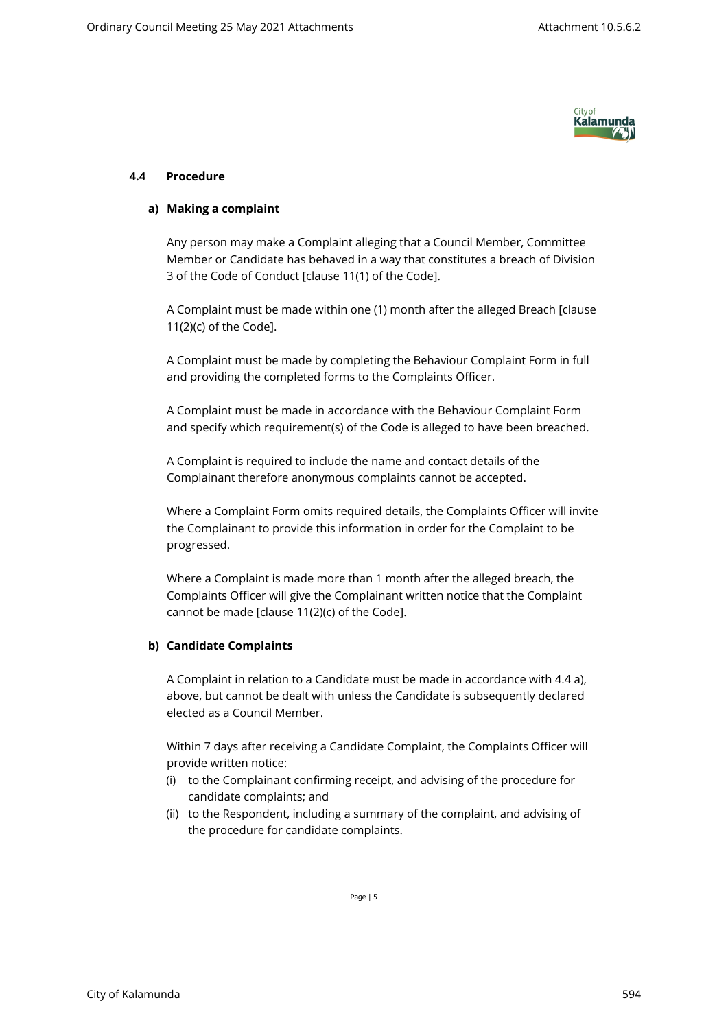### 4.4 Procedure

**a) Making a complaint**

Any person may make a Complaint alleging that a Council Member, Committee Member or Candidate has behaved in a way that constitutes a breach of Division 3 of the Code of Conduct [clause 11(1) of the Code].

A Complaint must be made within one (1) month after the alleged Breach [clause 11(2)(c) of the Code].

A Complaint must be made by completing the Behaviour Complaint Form in full and providing the completed forms to the Complaints Officer.

A Complaint must be made in accordance with the Behaviour Complaint Form and specify which requirement(s) of the Code is alleged to have been breached.

A Complaint is required to include the name and contact details of the Complainant therefore anonymous complaints cannot be accepted.

Where a Complaint Form omits required details, the Complaints Officer will invite the Complainant to provide this information in order for the Complaint to be progressed.

Where a Complaint is made more than 1 month after the alleged breach, the Complaints Officer will give the Complainant written notice that the Complaint cannot be made [clause 11(2)(c) of the Code].

**b) Candidate Complaints**

A Complaint in relation to a Candidate must be made in accordance with 4.4 a), above, but cannot be dealt with unless the Candidate is subsequently declared elected as a Council Member.

Within 7 days after receiving a Candidate Complaint, the Complaints Officer will provide written notice:

(i) to the Complainant confirming receipt, and advising of the procedure for candidate complaints; and
(ii) to the Respondent, including a summary of the complaint, and advising of the procedure for candidate complaints.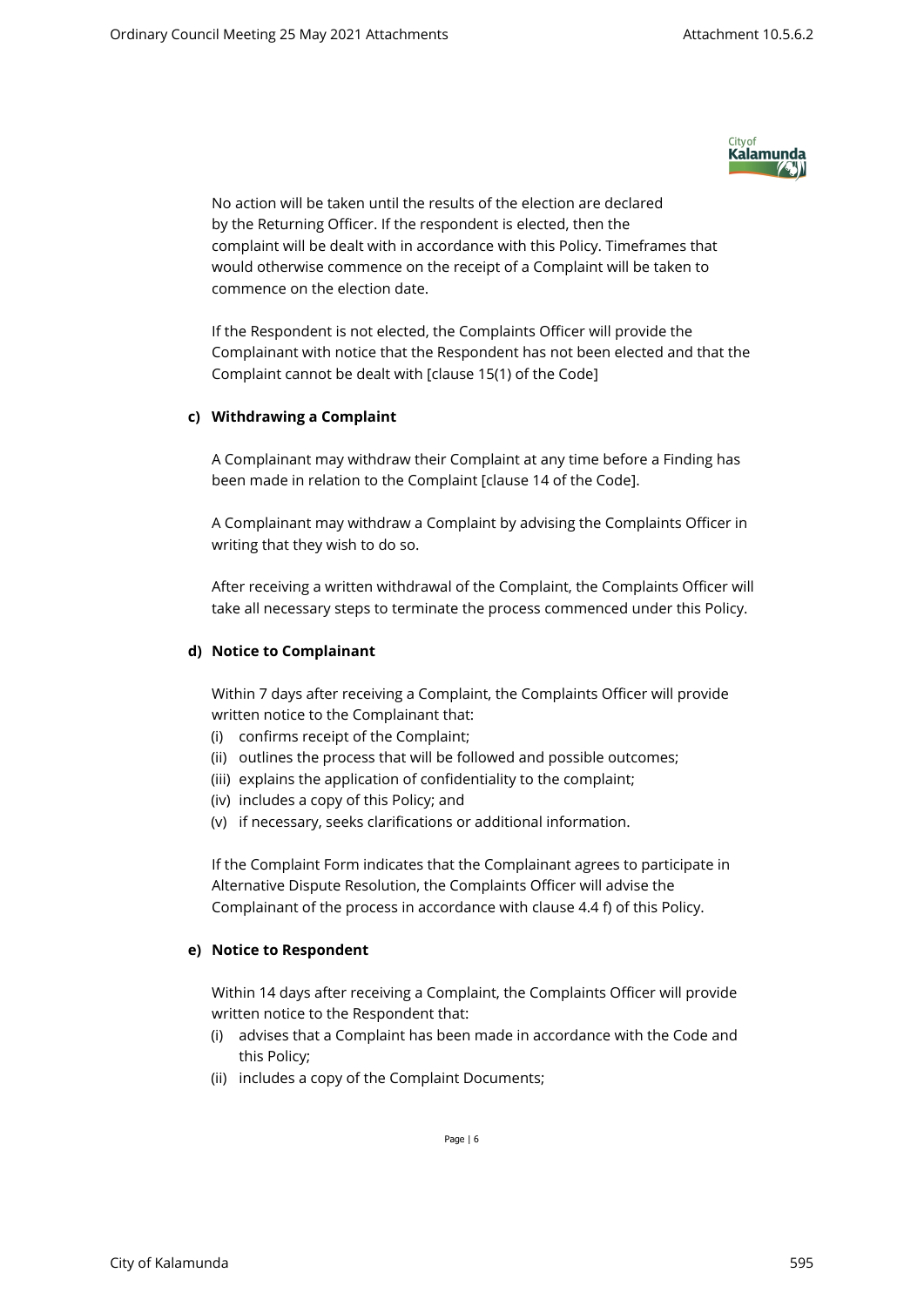No action will be taken until the results of the election are declared by the Returning Officer. If the respondent is elected, then the complaint will be dealt with in accordance with this Policy. Timeframes that would otherwise commence on the receipt of a Complaint will be taken to commence on the election date.

If the Respondent is not elected, the Complaints Officer will provide the Complainant with notice that the Respondent has not been elected and that the Complaint cannot be dealt with [clause 15(1) of the Code]

**c) Withdrawing a Complaint**

A Complainant may withdraw their Complaint at any time before a Finding has been made in relation to the Complaint [clause 14 of the Code].

A Complainant may withdraw a Complaint by advising the Complaints Officer in writing that they wish to do so.

After receiving a written withdrawal of the Complaint, the Complaints Officer will take all necessary steps to terminate the process commenced under this Policy.

**d) Notice to Complainant**

Within 7 days after receiving a Complaint, the Complaints Officer will provide written notice to the Complainant that:

(i) confirms receipt of the Complaint;
(ii) outlines the process that will be followed and possible outcomes;
(iii) explains the application of confidentiality to the complaint;
(iv) includes a copy of this Policy; and
(v) if necessary, seeks clarifications or additional information.

If the Complaint Form indicates that the Complainant agrees to participate in Alternative Dispute Resolution, the Complaints Officer will advise the Complainant of the process in accordance with clause 4.4 f) of this Policy.

**e) Notice to Respondent**

Within 14 days after receiving a Complaint, the Complaints Officer will provide written notice to the Respondent that:

(i) advises that a Complaint has been made in accordance with the Code and this Policy;
(ii) includes a copy of the Complaint Documents;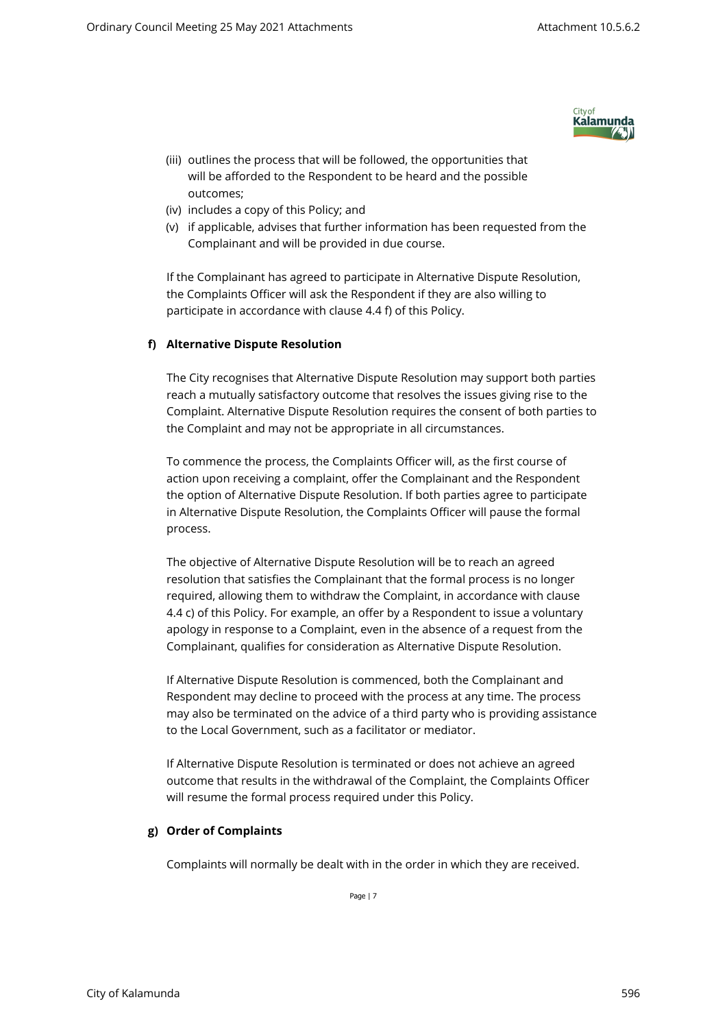(iii) outlines the process that will be followed, the opportunities that will be afforded to the Respondent to be heard and the possible outcomes;

(iv) includes a copy of this Policy; and

(v) if applicable, advises that further information has been requested from the Complainant and will be provided in due course.

If the Complainant has agreed to participate in Alternative Dispute Resolution, the Complaints Officer will ask the Respondent if they are also willing to participate in accordance with clause 4.4 f) of this Policy.

**f) Alternative Dispute Resolution**

The City recognises that Alternative Dispute Resolution may support both parties reach a mutually satisfactory outcome that resolves the issues giving rise to the Complaint. Alternative Dispute Resolution requires the consent of both parties to the Complaint and may not be appropriate in all circumstances.

To commence the process, the Complaints Officer will, as the first course of action upon receiving a complaint, offer the Complainant and the Respondent the option of Alternative Dispute Resolution. If both parties agree to participate in Alternative Dispute Resolution, the Complaints Officer will pause the formal process.

The objective of Alternative Dispute Resolution will be to reach an agreed resolution that satisfies the Complainant that the formal process is no longer required, allowing them to withdraw the Complaint, in accordance with clause 4.4 c) of this Policy. For example, an offer by a Respondent to issue a voluntary apology in response to a Complaint, even in the absence of a request from the Complainant, qualifies for consideration as Alternative Dispute Resolution.

If Alternative Dispute Resolution is commenced, both the Complainant and Respondent may decline to proceed with the process at any time. The process may also be terminated on the advice of a third party who is providing assistance to the Local Government, such as a facilitator or mediator.

If Alternative Dispute Resolution is terminated or does not achieve an agreed outcome that results in the withdrawal of the Complaint, the Complaints Officer will resume the formal process required under this Policy.

**g) Order of Complaints**

Complaints will normally be dealt with in the order in which they are received.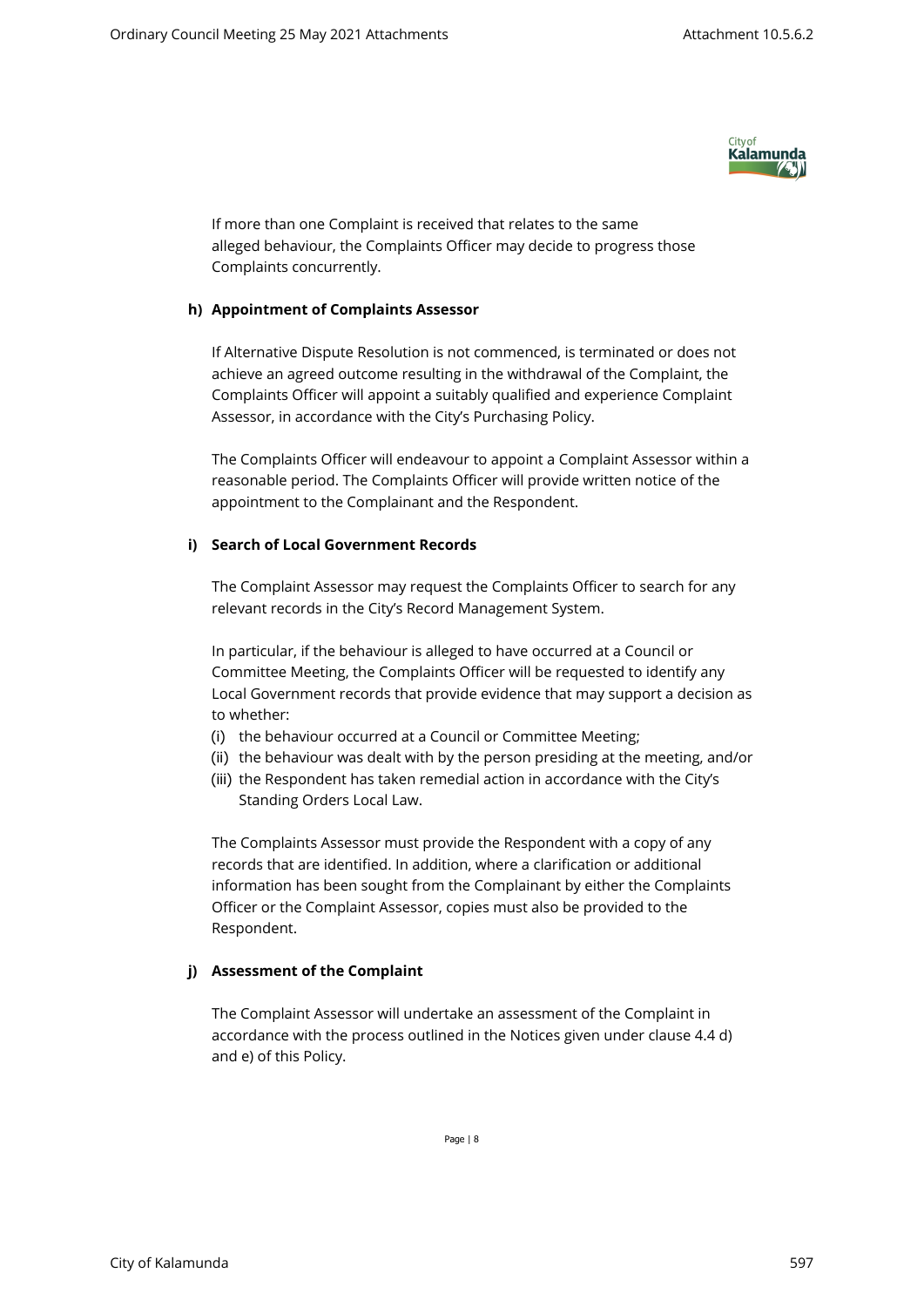If more than one Complaint is received that relates to the same alleged behaviour, the Complaints Officer may decide to progress those Complaints concurrently.

**h) Appointment of Complaints Assessor**

If Alternative Dispute Resolution is not commenced, is terminated or does not achieve an agreed outcome resulting in the withdrawal of the Complaint, the Complaints Officer will appoint a suitably qualified and experience Complaint Assessor, in accordance with the City's Purchasing Policy.

The Complaints Officer will endeavour to appoint a Complaint Assessor within a reasonable period. The Complaints Officer will provide written notice of the appointment to the Complainant and the Respondent.

**i) Search of Local Government Records**

The Complaint Assessor may request the Complaints Officer to search for any relevant records in the City's Record Management System.

In particular, if the behaviour is alleged to have occurred at a Council or Committee Meeting, the Complaints Officer will be requested to identify any Local Government records that provide evidence that may support a decision as to whether:

(i) the behaviour occurred at a Council or Committee Meeting;
(ii) the behaviour was dealt with by the person presiding at the meeting, and/or
(iii) the Respondent has taken remedial action in accordance with the City's Standing Orders Local Law.

The Complaints Assessor must provide the Respondent with a copy of any records that are identified. In addition, where a clarification or additional information has been sought from the Complainant by either the Complaints Officer or the Complaint Assessor, copies must also be provided to the Respondent.

**j) Assessment of the Complaint**

The Complaint Assessor will undertake an assessment of the Complaint in accordance with the process outlined in the Notices given under clause 4.4 d) and e) of this Policy.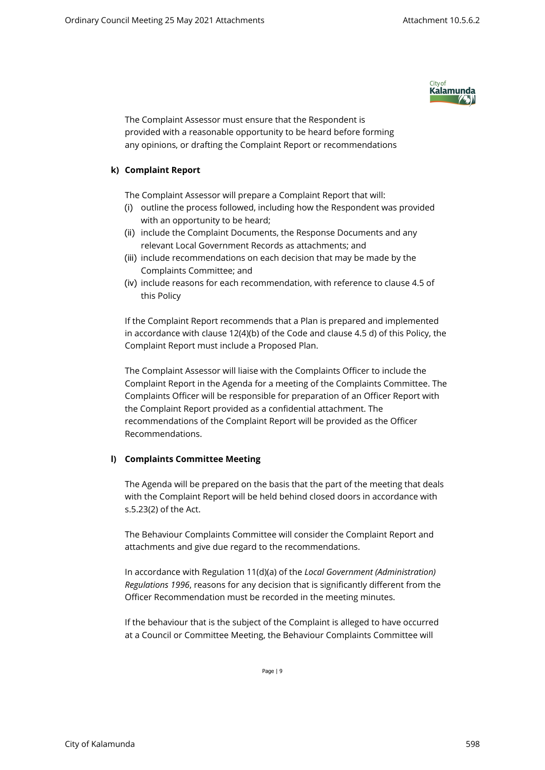The Complaint Assessor must ensure that the Respondent is provided with a reasonable opportunity to be heard before forming any opinions, or drafting the Complaint Report or recommendations

**k) Complaint Report**

The Complaint Assessor will prepare a Complaint Report that will:

(i) outline the process followed, including how the Respondent was provided with an opportunity to be heard;
(ii) include the Complaint Documents, the Response Documents and any relevant Local Government Records as attachments; and
(iii) include recommendations on each decision that may be made by the Complaints Committee; and
(iv) include reasons for each recommendation, with reference to clause 4.5 of this Policy

If the Complaint Report recommends that a Plan is prepared and implemented in accordance with clause 12(4)(b) of the Code and clause 4.5 d) of this Policy, the Complaint Report must include a Proposed Plan.

The Complaint Assessor will liaise with the Complaints Officer to include the Complaint Report in the Agenda for a meeting of the Complaints Committee. The Complaints Officer will be responsible for preparation of an Officer Report with the Complaint Report provided as a confidential attachment. The recommendations of the Complaint Report will be provided as the Officer Recommendations.

**l) Complaints Committee Meeting**

The Agenda will be prepared on the basis that the part of the meeting that deals with the Complaint Report will be held behind closed doors in accordance with s.5.23(2) of the Act.

The Behaviour Complaints Committee will consider the Complaint Report and attachments and give due regard to the recommendations.

In accordance with Regulation 11(d)(a) of the *Local Government (Administration) Regulations 1996*, reasons for any decision that is significantly different from the Officer Recommendation must be recorded in the meeting minutes.

If the behaviour that is the subject of the Complaint is alleged to have occurred at a Council or Committee Meeting, the Behaviour Complaints Committee will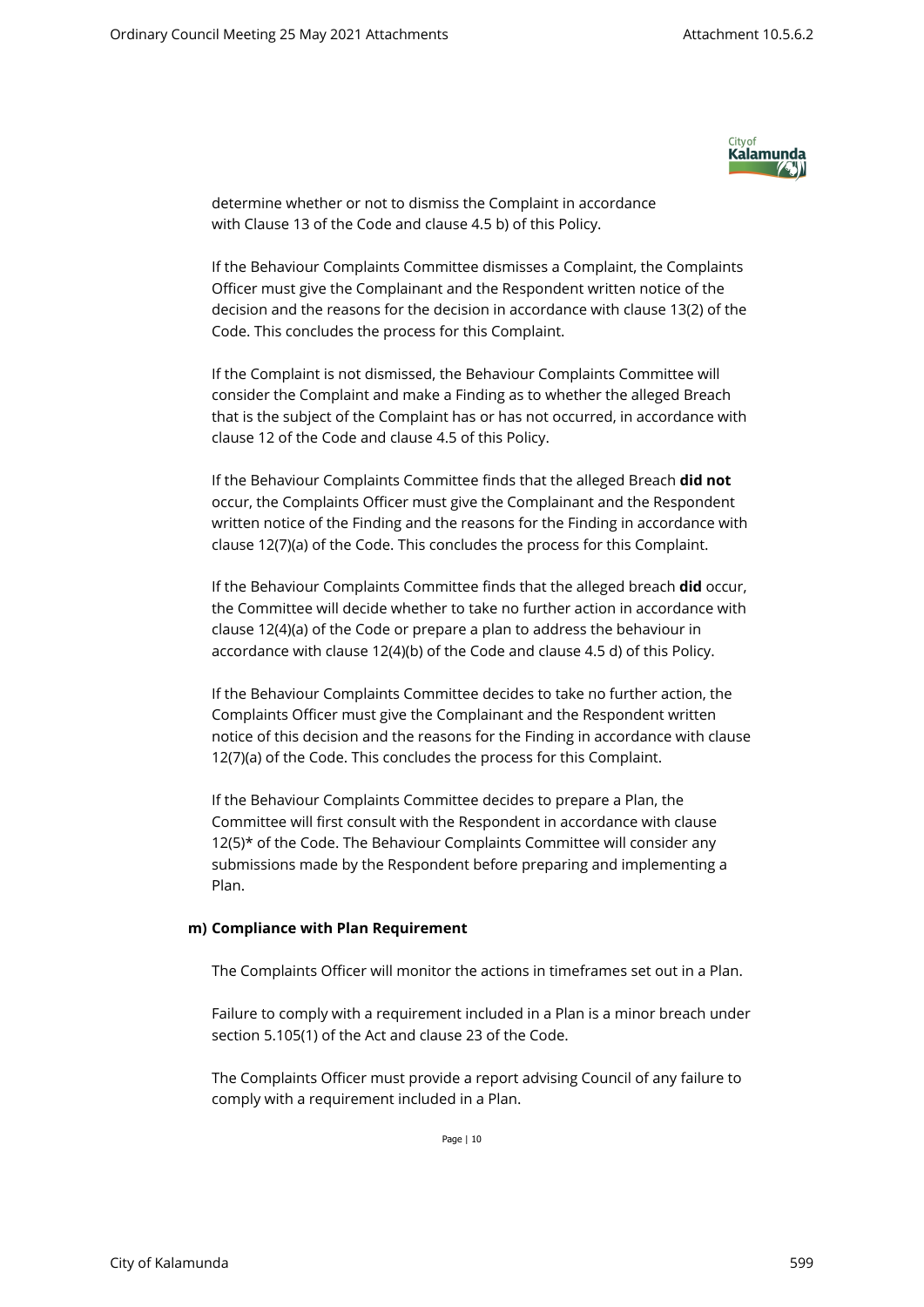determine whether or not to dismiss the Complaint in accordance with Clause 13 of the Code and clause 4.5 b) of this Policy.

If the Behaviour Complaints Committee dismisses a Complaint, the Complaints Officer must give the Complainant and the Respondent written notice of the decision and the reasons for the decision in accordance with clause 13(2) of the Code. This concludes the process for this Complaint.

If the Complaint is not dismissed, the Behaviour Complaints Committee will consider the Complaint and make a Finding as to whether the alleged Breach that is the subject of the Complaint has or has not occurred, in accordance with clause 12 of the Code and clause 4.5 of this Policy.

If the Behaviour Complaints Committee finds that the alleged Breach **did not** occur, the Complaints Officer must give the Complainant and the Respondent written notice of the Finding and the reasons for the Finding in accordance with clause 12(7)(a) of the Code. This concludes the process for this Complaint.

If the Behaviour Complaints Committee finds that the alleged breach **did** occur, the Committee will decide whether to take no further action in accordance with clause 12(4)(a) of the Code or prepare a plan to address the behaviour in accordance with clause 12(4)(b) of the Code and clause 4.5 d) of this Policy.

If the Behaviour Complaints Committee decides to take no further action, the Complaints Officer must give the Complainant and the Respondent written notice of this decision and the reasons for the Finding in accordance with clause 12(7)(a) of the Code. This concludes the process for this Complaint.

If the Behaviour Complaints Committee decides to prepare a Plan, the Committee will first consult with the Respondent in accordance with clause 12(5)* of the Code. The Behaviour Complaints Committee will consider any submissions made by the Respondent before preparing and implementing a Plan.

**m) Compliance with Plan Requirement**

The Complaints Officer will monitor the actions in timeframes set out in a Plan.

Failure to comply with a requirement included in a Plan is a minor breach under section 5.105(1) of the Act and clause 23 of the Code.

The Complaints Officer must provide a report advising Council of any failure to comply with a requirement included in a Plan.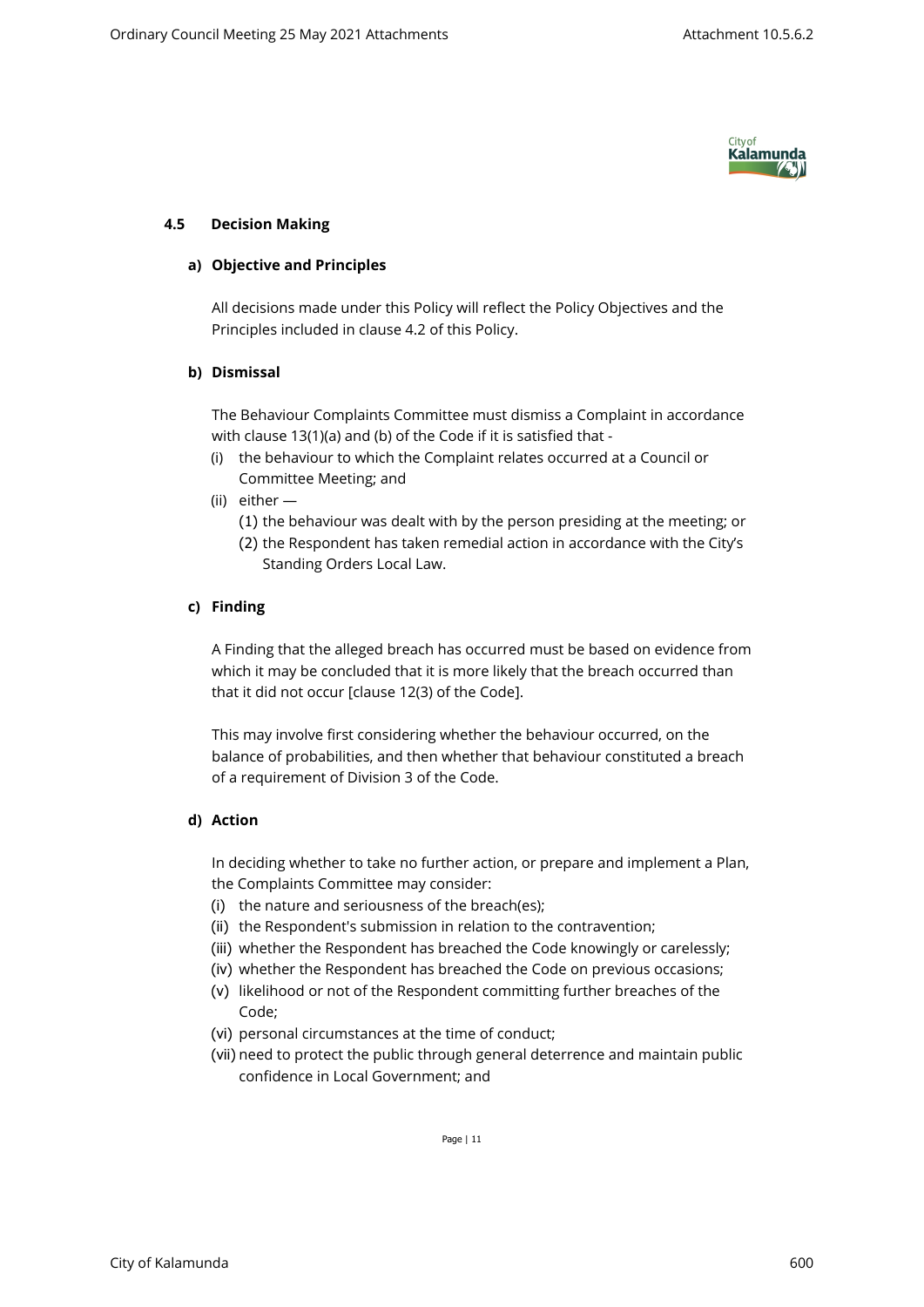### 4.5 Decision Making

**a) Objective and Principles**

All decisions made under this Policy will reflect the Policy Objectives and the Principles included in clause 4.2 of this Policy.

**b) Dismissal**

The Behaviour Complaints Committee must dismiss a Complaint in accordance with clause 13(1)(a) and (b) of the Code if it is satisfied that -

(i) the behaviour to which the Complaint relates occurred at a Council or Committee Meeting; and

(ii) either —

(1) the behaviour was dealt with by the person presiding at the meeting; or

(2) the Respondent has taken remedial action in accordance with the City's Standing Orders Local Law.

**c) Finding**

A Finding that the alleged breach has occurred must be based on evidence from which it may be concluded that it is more likely that the breach occurred than that it did not occur [clause 12(3) of the Code].

This may involve first considering whether the behaviour occurred, on the balance of probabilities, and then whether that behaviour constituted a breach of a requirement of Division 3 of the Code.

**d) Action**

In deciding whether to take no further action, or prepare and implement a Plan, the Complaints Committee may consider:

(i) the nature and seriousness of the breach(es);

(ii) the Respondent's submission in relation to the contravention;

(iii) whether the Respondent has breached the Code knowingly or carelessly;

(iv) whether the Respondent has breached the Code on previous occasions;

(v) likelihood or not of the Respondent committing further breaches of the Code;

(vi) personal circumstances at the time of conduct;

(vii) need to protect the public through general deterrence and maintain public confidence in Local Government; and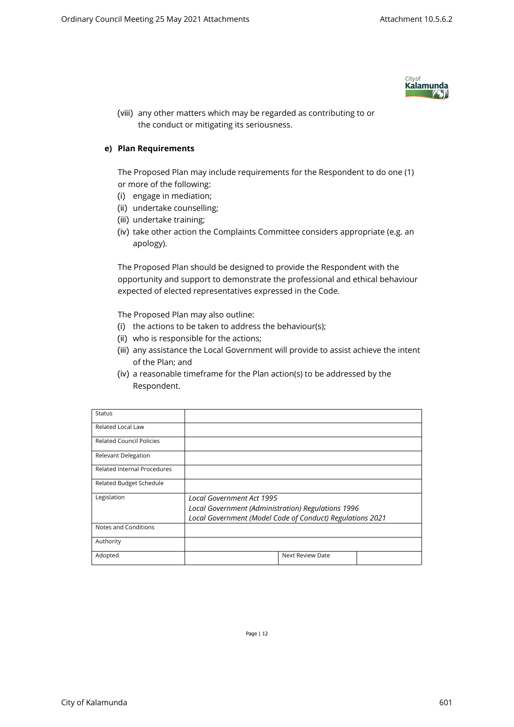(viii) any other matters which may be regarded as contributing to or the conduct or mitigating its seriousness.

**e) Plan Requirements**

The Proposed Plan may include requirements for the Respondent to do one (1) or more of the following:

(i) engage in mediation;
(ii) undertake counselling;
(iii) undertake training;
(iv) take other action the Complaints Committee considers appropriate (e.g. an apology).

The Proposed Plan should be designed to provide the Respondent with the opportunity and support to demonstrate the professional and ethical behaviour expected of elected representatives expressed in the Code.

The Proposed Plan may also outline:

(i) the actions to be taken to address the behaviour(s);
(ii) who is responsible for the actions;
(iii) any assistance the Local Government will provide to assist achieve the intent of the Plan; and
(iv) a reasonable timeframe for the Plan action(s) to be addressed by the Respondent.

| | | | |
|---|---|---|---|
| Status | | | |
| Related Local Law | | | |
| Related Council Policies | | | |
| Relevant Delegation | | | |
| Related Internal Procedures | | | |
| Related Budget Schedule | | | |
| Legislation | *Local Government Act 1995*<br>*Local Government (Administration) Regulations 1996*<br>*Local Government (Model Code of Conduct) Regulations 2021* | | |
| Notes and Conditions | | | |
| Authority | | | |
| Adopted | | Next Review Date | |